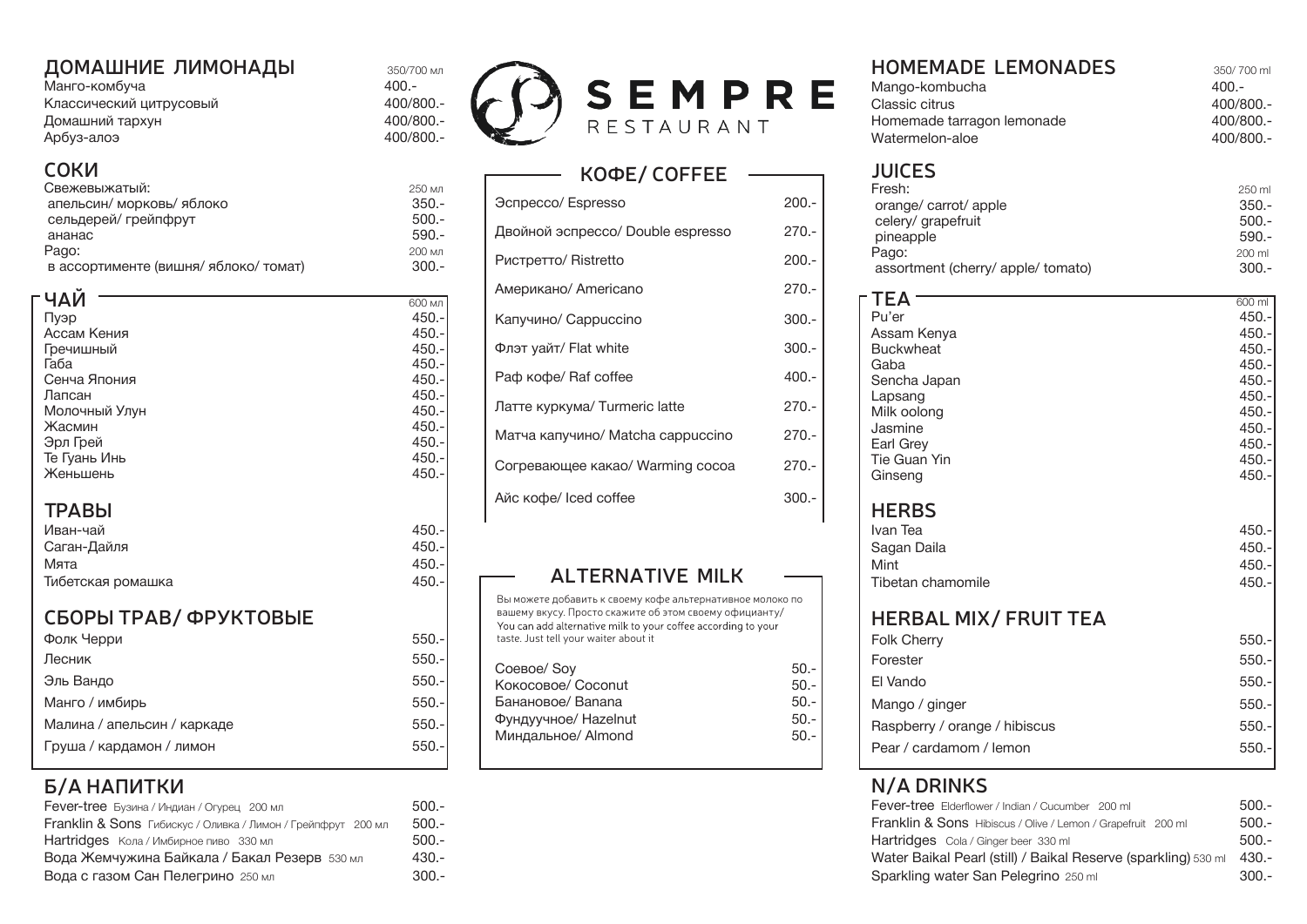## ДОМАШНИЕ ЛИМОНАДЫ

| | 350/700 мл |
|---|---|
| Манго-комбуча | 400.- |
| Классический цитрусовый | 400/800.- |
| Домашний тархун | 400/800.- |
| Арбуз-алоэ | 400/800.- |

## СОКИ

| | |
|---|---|
| Свежевыжатый: | 250 мл |
| апельсин/ морковь/ яблоко | 350.- |
| сельдерей/ грейпфрут | 500.- |
| ананас | 590.- |
| Pago: | 200 мл |
| в ассортименте (вишня/ яблоко/ томат) | 300.- |

## ЧАЙ

| | 600 мл |
|---|---|
| Пуэр | 450.- |
| Ассам Кения | 450.- |
| Гречишный | 450.- |
| Габа | 450.- |
| Сенча Япония | 450.- |
| Лапсан | 450.- |
| Молочный Улун | 450.- |
| Жасмин | 450.- |
| Эрл Грей | 450.- |
| Те Гуань Инь | 450.- |
| Женьшень | 450.- |

## ТРАВЫ

| | |
|---|---|
| Иван-чай | 450.- |
| Саган-Дайля | 450.- |
| Мята | 450.- |
| Тибетская ромашка | 450.- |

## СБОРЫ ТРАВ/ ФРУКТОВЫЕ

| | |
|---|---|
| Фолк Черри | 550.- |
| Лесник | 550.- |
| Эль Вандо | 550.- |
| Манго / имбирь | 550.- |
| Малина / апельсин / каркаде | 550.- |
| Груша / кардамон / лимон | 550.- |

## Б/А НАПИТКИ

| | |
|---|---|
| Fever-tree Бузина / Индиан / Огурец 200 мл | 500.- |
| Franklin & Sons Гибискус / Оливка / Лимон / Грейпфрут 200 мл | 500.- |
| Hartridges Кола / Имбирное пиво 330 мл | 500.- |
| Вода Жемчужина Байкала / Бакал Резерв 530 мл | 430.- |
| Вода с газом Сан Пелегрино 250 мл | 300.- |

# SEMPRE
RESTAURANT

## КОФЕ/ COFFEE

| | |
|---|---|
| Эспрессо/ Espresso | 200.- |
| Двойной эспрессо/ Double espresso | 270.- |
| Ристретто/ Ristretto | 200.- |
| Американо/ Americano | 270.- |
| Капучино/ Cappuccino | 300.- |
| Флэт уайт/ Flat white | 300.- |
| Раф кофе/ Raf coffee | 400.- |
| Латте куркума/ Turmeric latte | 270.- |
| Матча капучино/ Matcha cappuccino | 270.- |
| Согревающее какао/ Warming cocoa | 270.- |
| Айс кофе/ Iced coffee | 300.- |

## ALTERNATIVE MILK

Вы можете добавить к своему кофе альтернативное молоко по вашему вкусу. Просто скажите об этом своему официанту/
You can add alternative milk to your coffee according to your taste. Just tell your waiter about it

| | |
|---|---|
| Соевое/ Soy | 50.- |
| Кокосовое/ Coconut | 50.- |
| Банановое/ Banana | 50.- |
| Фундуучное/ Hazelnut | 50.- |
| Миндальное/ Almond | 50.- |

## HOMEMADE LEMONADES

| | 350/ 700 ml |
|---|---|
| Mango-kombucha | 400.- |
| Classic citrus | 400/800.- |
| Homemade tarragon lemonade | 400/800.- |
| Watermelon-aloe | 400/800.- |

## JUICES

| | |
|---|---|
| Fresh: | 250 ml |
| orange/ carrot/ apple | 350.- |
| celery/ grapefruit | 500.- |
| pineapple | 590.- |
| Pago: | 200 ml |
| assortment (cherry/ apple/ tomato) | 300.- |

## TEA

| | 600 ml |
|---|---|
| Pu'er | 450.- |
| Assam Kenya | 450.- |
| Buckwheat | 450.- |
| Gaba | 450.- |
| Sencha Japan | 450.- |
| Lapsang | 450.- |
| Milk oolong | 450.- |
| Jasmine | 450.- |
| Earl Grey | 450.- |
| Tie Guan Yin | 450.- |
| Ginseng | 450.- |

## HERBS

| | |
|---|---|
| Ivan Tea | 450.- |
| Sagan Daila | 450.- |
| Mint | 450.- |
| Tibetan chamomile | 450.- |

## HERBAL MIX/ FRUIT TEA

| | |
|---|---|
| Folk Cherry | 550.- |
| Forester | 550.- |
| El Vando | 550.- |
| Mango / ginger | 550.- |
| Raspberry / orange / hibiscus | 550.- |
| Pear / cardamom / lemon | 550.- |

## N/A DRINKS

| | |
|---|---|
| Fever-tree Elderflower / Indian / Cucumber 200 ml | 500.- |
| Franklin & Sons Hibiscus / Olive / Lemon / Grapefruit 200 ml | 500.- |
| Hartridges Cola / Ginger beer 330 ml | 500.- |
| Water Baikal Pearl (still) / Baikal Reserve (sparkling) 530 ml | 430.- |
| Sparkling water San Pelegrino 250 ml | 300.- |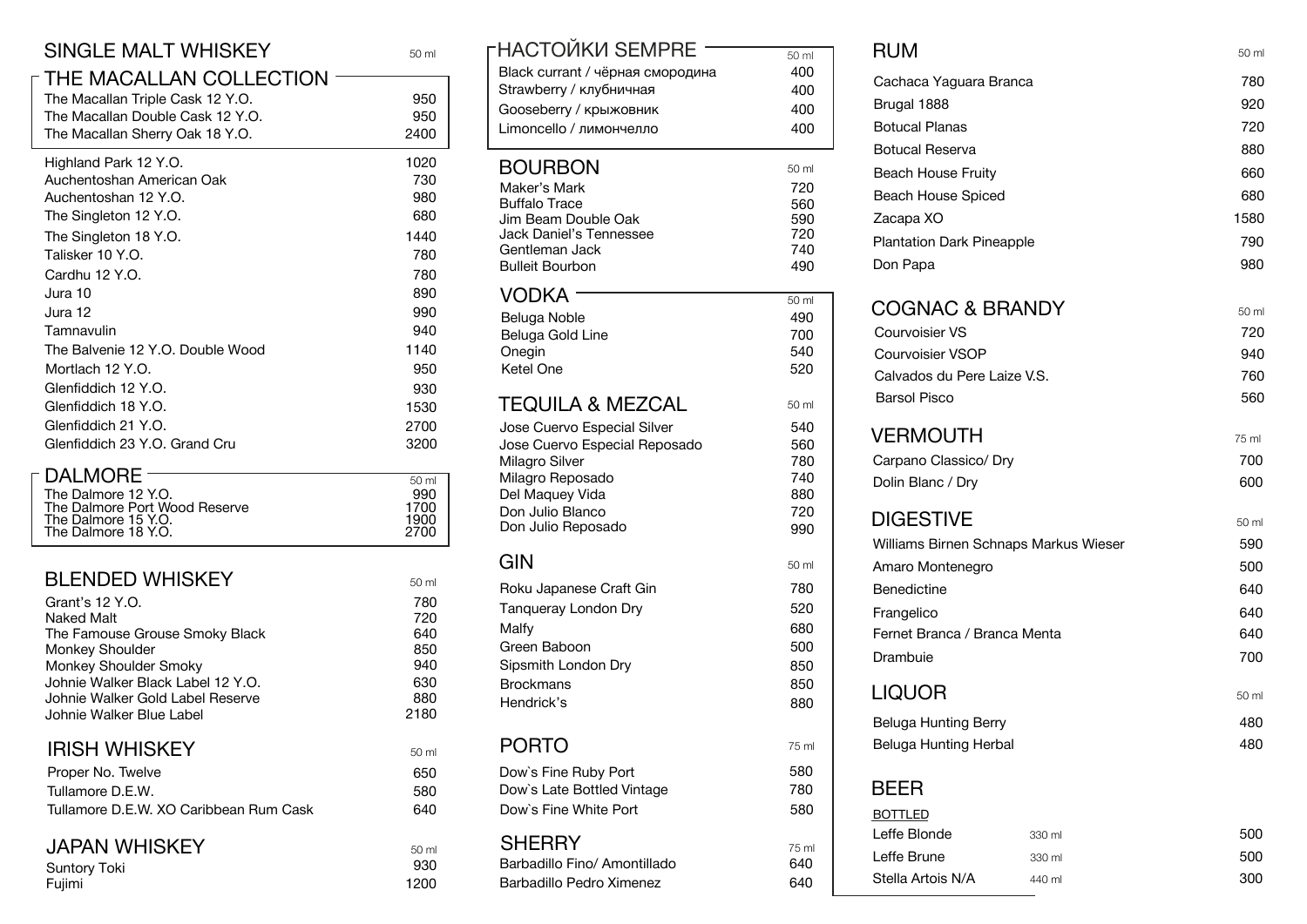## SINGLE MALT WHISKEY

50 ml

### THE MACALLAN COLLECTION

| | |
|---|---|
| The Macallan Triple Cask 12 Y.O. | 950 |
| The Macallan Double Cask 12 Y.O. | 950 |
| The Macallan Sherry Oak 18 Y.O. | 2400 |

| | |
|---|---|
| Highland Park 12 Y.O. | 1020 |
| Auchentoshan American Oak | 730 |
| Auchentoshan 12 Y.O. | 980 |
| The Singleton 12 Y.O. | 680 |
| The Singleton 18 Y.O. | 1440 |
| Talisker 10 Y.O. | 780 |
| Cardhu 12 Y.O. | 780 |
| Jura 10 | 890 |
| Jura 12 | 990 |
| Tamnavulin | 940 |
| The Balvenie 12 Y.O. Double Wood | 1140 |
| Mortlach 12 Y.O. | 950 |
| Glenfiddich 12 Y.O. | 930 |
| Glenfiddich 18 Y.O. | 1530 |
| Glenfiddich 21 Y.O. | 2700 |
| Glenfiddich 23 Y.O. Grand Cru | 3200 |

### DALMORE

| | 50 ml |
|---|---|
| The Dalmore 12 Y.O. | 990 |
| The Dalmore Port Wood Reserve | 1700 |
| The Dalmore 15 Y.O. | 1900 |
| The Dalmore 18 Y.O. | 2700 |

## BLENDED WHISKEY

| | 50 ml |
|---|---|
| Grant's 12 Y.O. | 780 |
| Naked Malt | 720 |
| The Famouse Grouse Smoky Black | 640 |
| Monkey Shoulder | 850 |
| Monkey Shoulder Smoky | 940 |
| Johnie Walker Black Label 12 Y.O. | 630 |
| Johnie Walker Gold Label Reserve | 880 |
| Johnie Walker Blue Label | 2180 |

## IRISH WHISKEY

| | 50 ml |
|---|---|
| Proper No. Twelve | 650 |
| Tullamore D.E.W. | 580 |
| Tullamore D.E.W. XO Caribbean Rum Cask | 640 |

## JAPAN WHISKEY

| | 50 ml |
|---|---|
| Suntory Toki | 930 |
| Fujimi | 1200 |

## НАСТОЙКИ SEMPRE

| | 50 ml |
|---|---|
| Black currant / чёрная смородина | 400 |
| Strawberry / клубничная | 400 |
| Gooseberry / крыжовник | 400 |
| Limoncello / лимончелло | 400 |

## BOURBON

| | 50 ml |
|---|---|
| Maker's Mark | 720 |
| Buffalo Trace | 560 |
| Jim Beam Double Oak | 590 |
| Jack Daniel's Tennessee | 720 |
| Gentleman Jack | 740 |
| Bulleit Bourbon | 490 |

## VODKA

| | 50 ml |
|---|---|
| Beluga Noble | 490 |
| Beluga Gold Line | 700 |
| Onegin | 540 |
| Ketel One | 520 |

## TEQUILA & MEZCAL

| | 50 ml |
|---|---|
| Jose Cuervo Especial Silver | 540 |
| Jose Cuervo Especial Reposado | 560 |
| Milagro Silver | 780 |
| Milagro Reposado | 740 |
| Del Maquey Vida | 880 |
| Don Julio Blanco | 720 |
| Don Julio Reposado | 990 |

## GIN

| | 50 ml |
|---|---|
| Roku Japanese Craft Gin | 780 |
| Tanqueray London Dry | 520 |
| Malfy | 680 |
| Green Baboon | 500 |
| Sipsmith London Dry | 850 |
| Brockmans | 850 |
| Hendrick's | 880 |

## PORTO

| | 75 ml |
|---|---|
| Dow`s Fine Ruby Port | 580 |
| Dow`s Late Bottled Vintage | 780 |
| Dow`s Fine White Port | 580 |

## SHERRY

| | 75 ml |
|---|---|
| Barbadillo Fino/ Amontillado | 640 |
| Barbadillo Pedro Ximenez | 640 |

## RUM

| | 50 ml |
|---|---|
| Cachaca Yaguara Branca | 780 |
| Brugal 1888 | 920 |
| Botucal Planas | 720 |
| Botucal Reserva | 880 |
| Beach House Fruity | 660 |
| Beach House Spiced | 680 |
| Zacapa XO | 1580 |
| Plantation Dark Pineapple | 790 |
| Don Papa | 980 |

## COGNAC & BRANDY

| | 50 ml |
|---|---|
| Courvoisier VS | 720 |
| Courvoisier VSOP | 940 |
| Calvados du Pere Laize V.S. | 760 |
| Barsol Pisco | 560 |

## VERMOUTH

| | 75 ml |
|---|---|
| Carpano Classico/ Dry | 700 |
| Dolin Blanc / Dry | 600 |

## DIGESTIVE

| | 50 ml |
|---|---|
| Williams Birnen Schnaps Markus Wieser | 590 |
| Amaro Montenegro | 500 |
| Benedictine | 640 |
| Frangelico | 640 |
| Fernet Branca / Branca Menta | 640 |
| Drambuie | 700 |

## LIQUOR

| | 50 ml |
|---|---|
| Beluga Hunting Berry | 480 |
| Beluga Hunting Herbal | 480 |

## BEER

BOTTLED

| | | |
|---|---|---|
| Leffe Blonde | 330 ml | 500 |
| Leffe Brune | 330 ml | 500 |
| Stella Artois N/A | 440 ml | 300 |